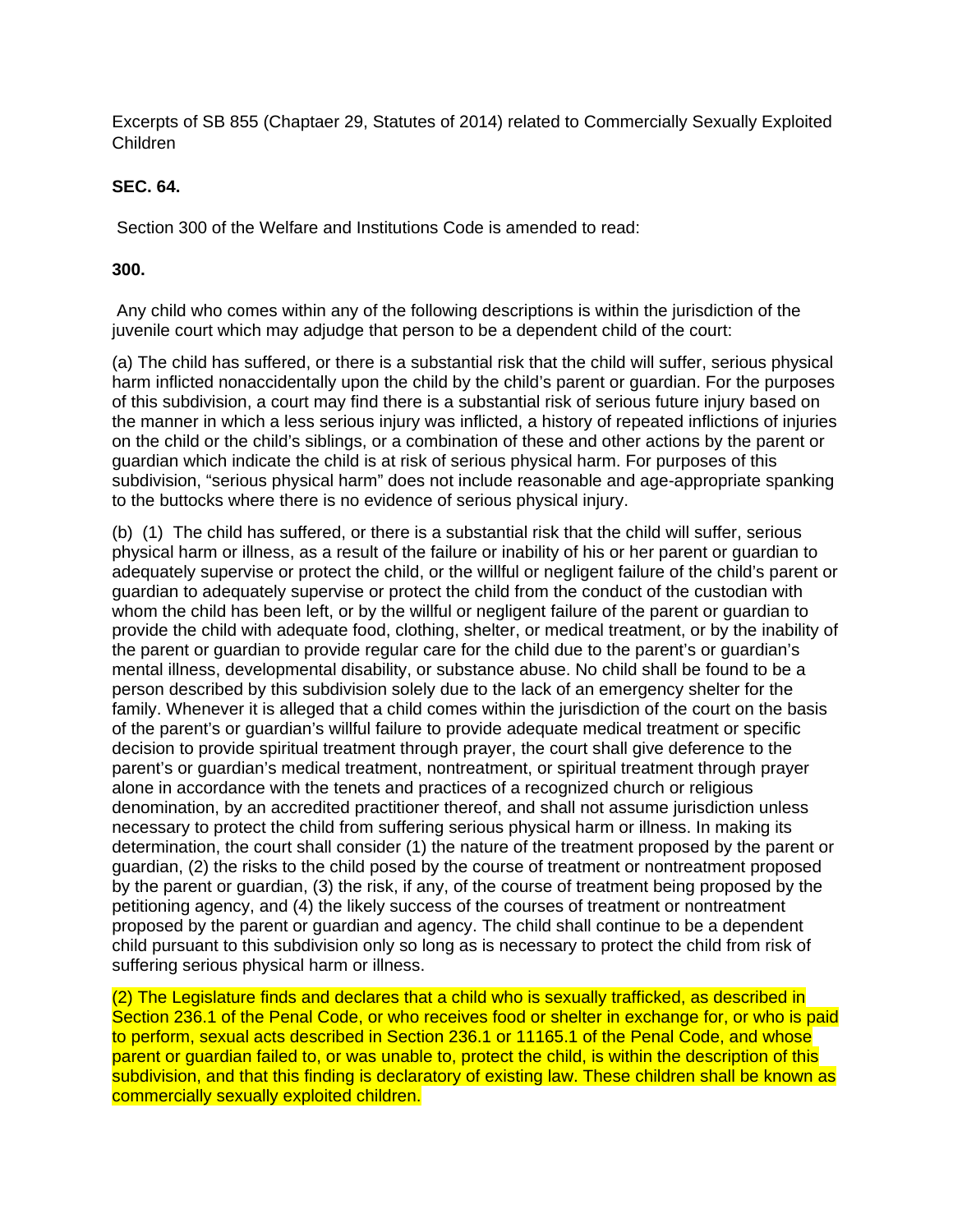Excerpts of SB 855 (Chaptaer 29, Statutes of 2014) related to Commercially Sexually Exploited Children

**SEC. 64.**

Section 300 of the Welfare and Institutions Code is amended to read:

**300.**

Any child who comes within any of the following descriptions is within the jurisdiction of the juvenile court which may adjudge that person to be a dependent child of the court:

(a) The child has suffered, or there is a substantial risk that the child will suffer, serious physical harm inflicted nonaccidentally upon the child by the child's parent or guardian. For the purposes of this subdivision, a court may find there is a substantial risk of serious future injury based on the manner in which a less serious injury was inflicted, a history of repeated inflictions of injuries on the child or the child's siblings, or a combination of these and other actions by the parent or guardian which indicate the child is at risk of serious physical harm. For purposes of this subdivision, "serious physical harm" does not include reasonable and age-appropriate spanking to the buttocks where there is no evidence of serious physical injury.

(b) (1) The child has suffered, or there is a substantial risk that the child will suffer, serious physical harm or illness, as a result of the failure or inability of his or her parent or guardian to adequately supervise or protect the child, or the willful or negligent failure of the child's parent or guardian to adequately supervise or protect the child from the conduct of the custodian with whom the child has been left, or by the willful or negligent failure of the parent or guardian to provide the child with adequate food, clothing, shelter, or medical treatment, or by the inability of the parent or guardian to provide regular care for the child due to the parent's or guardian's mental illness, developmental disability, or substance abuse. No child shall be found to be a person described by this subdivision solely due to the lack of an emergency shelter for the family. Whenever it is alleged that a child comes within the jurisdiction of the court on the basis of the parent's or guardian's willful failure to provide adequate medical treatment or specific decision to provide spiritual treatment through prayer, the court shall give deference to the parent's or guardian's medical treatment, nontreatment, or spiritual treatment through prayer alone in accordance with the tenets and practices of a recognized church or religious denomination, by an accredited practitioner thereof, and shall not assume jurisdiction unless necessary to protect the child from suffering serious physical harm or illness. In making its determination, the court shall consider (1) the nature of the treatment proposed by the parent or guardian, (2) the risks to the child posed by the course of treatment or nontreatment proposed by the parent or guardian, (3) the risk, if any, of the course of treatment being proposed by the petitioning agency, and (4) the likely success of the courses of treatment or nontreatment proposed by the parent or guardian and agency. The child shall continue to be a dependent child pursuant to this subdivision only so long as is necessary to protect the child from risk of suffering serious physical harm or illness.

(2) The Legislature finds and declares that a child who is sexually trafficked, as described in Section 236.1 of the Penal Code, or who receives food or shelter in exchange for, or who is paid to perform, sexual acts described in Section 236.1 or 11165.1 of the Penal Code, and whose parent or guardian failed to, or was unable to, protect the child, is within the description of this subdivision, and that this finding is declaratory of existing law. These children shall be known as commercially sexually exploited children.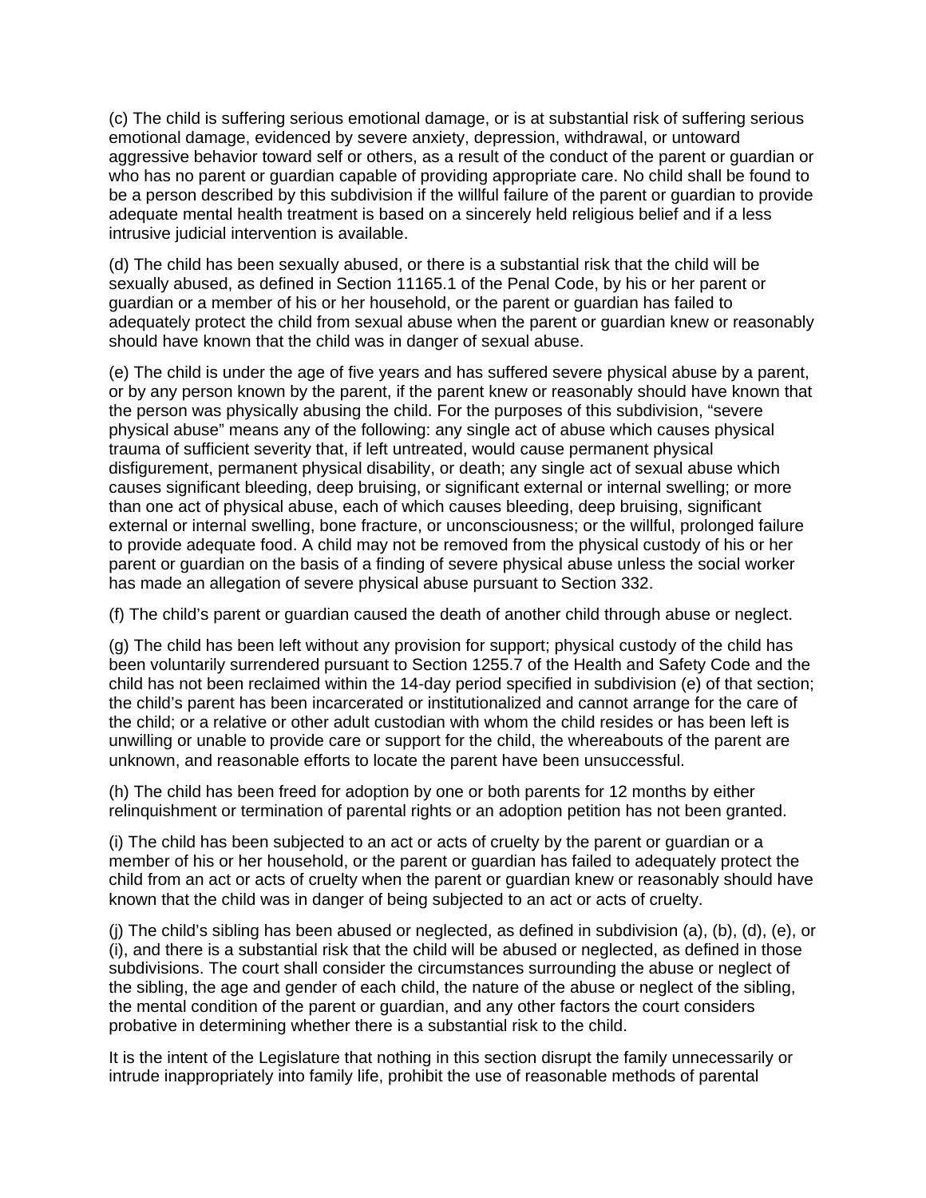(c) The child is suffering serious emotional damage, or is at substantial risk of suffering serious emotional damage, evidenced by severe anxiety, depression, withdrawal, or untoward aggressive behavior toward self or others, as a result of the conduct of the parent or guardian or who has no parent or guardian capable of providing appropriate care. No child shall be found to be a person described by this subdivision if the willful failure of the parent or guardian to provide adequate mental health treatment is based on a sincerely held religious belief and if a less intrusive judicial intervention is available.

(d) The child has been sexually abused, or there is a substantial risk that the child will be sexually abused, as defined in Section 11165.1 of the Penal Code, by his or her parent or guardian or a member of his or her household, or the parent or guardian has failed to adequately protect the child from sexual abuse when the parent or guardian knew or reasonably should have known that the child was in danger of sexual abuse.

(e) The child is under the age of five years and has suffered severe physical abuse by a parent, or by any person known by the parent, if the parent knew or reasonably should have known that the person was physically abusing the child. For the purposes of this subdivision, "severe physical abuse" means any of the following: any single act of abuse which causes physical trauma of sufficient severity that, if left untreated, would cause permanent physical disfigurement, permanent physical disability, or death; any single act of sexual abuse which causes significant bleeding, deep bruising, or significant external or internal swelling; or more than one act of physical abuse, each of which causes bleeding, deep bruising, significant external or internal swelling, bone fracture, or unconsciousness; or the willful, prolonged failure to provide adequate food. A child may not be removed from the physical custody of his or her parent or guardian on the basis of a finding of severe physical abuse unless the social worker has made an allegation of severe physical abuse pursuant to Section 332.

(f) The child's parent or guardian caused the death of another child through abuse or neglect.

(g) The child has been left without any provision for support; physical custody of the child has been voluntarily surrendered pursuant to Section 1255.7 of the Health and Safety Code and the child has not been reclaimed within the 14-day period specified in subdivision (e) of that section; the child's parent has been incarcerated or institutionalized and cannot arrange for the care of the child; or a relative or other adult custodian with whom the child resides or has been left is unwilling or unable to provide care or support for the child, the whereabouts of the parent are unknown, and reasonable efforts to locate the parent have been unsuccessful.

(h) The child has been freed for adoption by one or both parents for 12 months by either relinquishment or termination of parental rights or an adoption petition has not been granted.

(i) The child has been subjected to an act or acts of cruelty by the parent or guardian or a member of his or her household, or the parent or guardian has failed to adequately protect the child from an act or acts of cruelty when the parent or guardian knew or reasonably should have known that the child was in danger of being subjected to an act or acts of cruelty.

(j) The child's sibling has been abused or neglected, as defined in subdivision (a), (b), (d), (e), or (i), and there is a substantial risk that the child will be abused or neglected, as defined in those subdivisions. The court shall consider the circumstances surrounding the abuse or neglect of the sibling, the age and gender of each child, the nature of the abuse or neglect of the sibling, the mental condition of the parent or guardian, and any other factors the court considers probative in determining whether there is a substantial risk to the child.

It is the intent of the Legislature that nothing in this section disrupt the family unnecessarily or intrude inappropriately into family life, prohibit the use of reasonable methods of parental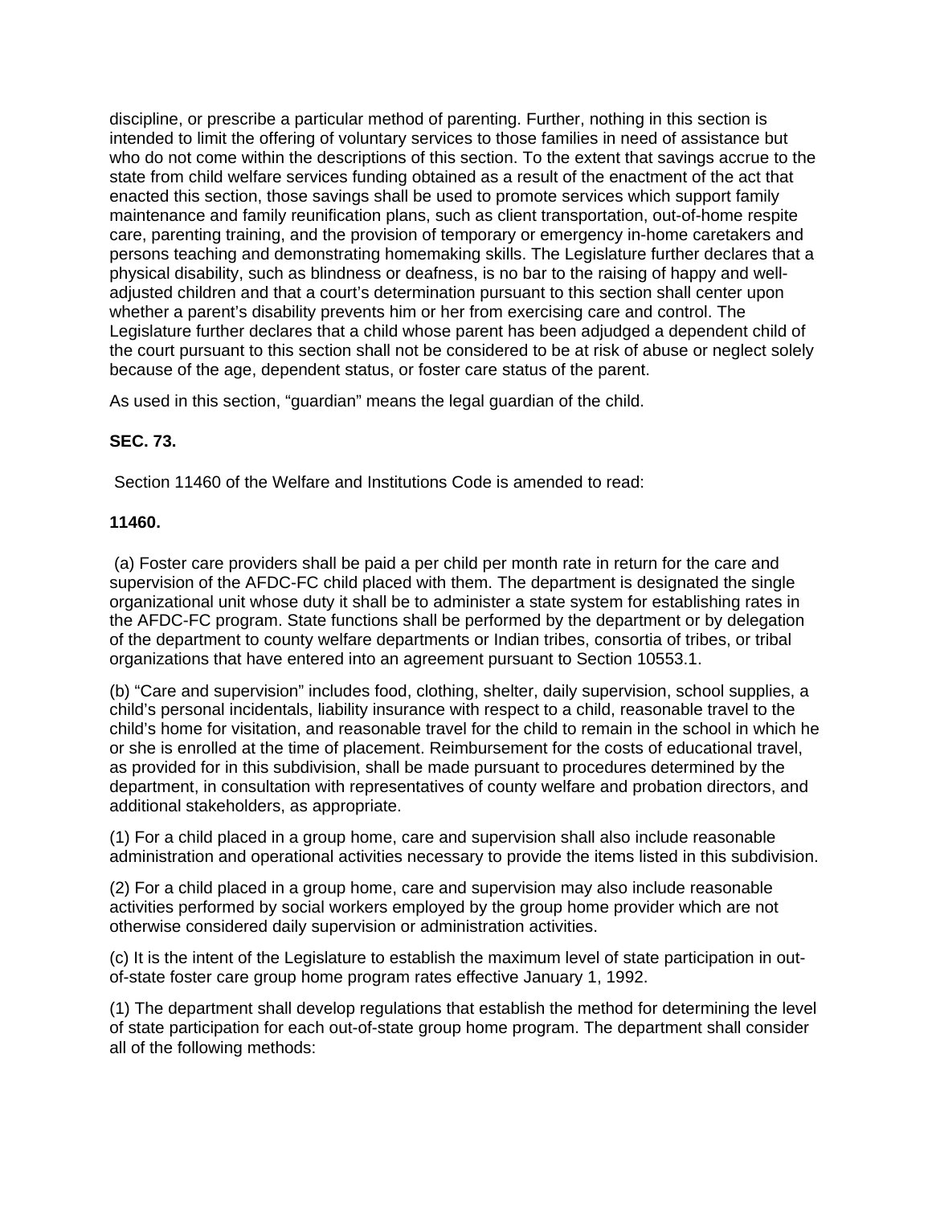discipline, or prescribe a particular method of parenting. Further, nothing in this section is intended to limit the offering of voluntary services to those families in need of assistance but who do not come within the descriptions of this section. To the extent that savings accrue to the state from child welfare services funding obtained as a result of the enactment of the act that enacted this section, those savings shall be used to promote services which support family maintenance and family reunification plans, such as client transportation, out-of-home respite care, parenting training, and the provision of temporary or emergency in-home caretakers and persons teaching and demonstrating homemaking skills. The Legislature further declares that a physical disability, such as blindness or deafness, is no bar to the raising of happy and well-adjusted children and that a court's determination pursuant to this section shall center upon whether a parent's disability prevents him or her from exercising care and control. The Legislature further declares that a child whose parent has been adjudged a dependent child of the court pursuant to this section shall not be considered to be at risk of abuse or neglect solely because of the age, dependent status, or foster care status of the parent.

As used in this section, "guardian" means the legal guardian of the child.

**SEC. 73.**

Section 11460 of the Welfare and Institutions Code is amended to read:

**11460.**

(a) Foster care providers shall be paid a per child per month rate in return for the care and supervision of the AFDC-FC child placed with them. The department is designated the single organizational unit whose duty it shall be to administer a state system for establishing rates in the AFDC-FC program. State functions shall be performed by the department or by delegation of the department to county welfare departments or Indian tribes, consortia of tribes, or tribal organizations that have entered into an agreement pursuant to Section 10553.1.

(b) "Care and supervision" includes food, clothing, shelter, daily supervision, school supplies, a child's personal incidentals, liability insurance with respect to a child, reasonable travel to the child's home for visitation, and reasonable travel for the child to remain in the school in which he or she is enrolled at the time of placement. Reimbursement for the costs of educational travel, as provided for in this subdivision, shall be made pursuant to procedures determined by the department, in consultation with representatives of county welfare and probation directors, and additional stakeholders, as appropriate.

(1) For a child placed in a group home, care and supervision shall also include reasonable administration and operational activities necessary to provide the items listed in this subdivision.

(2) For a child placed in a group home, care and supervision may also include reasonable activities performed by social workers employed by the group home provider which are not otherwise considered daily supervision or administration activities.

(c) It is the intent of the Legislature to establish the maximum level of state participation in out-of-state foster care group home program rates effective January 1, 1992.

(1) The department shall develop regulations that establish the method for determining the level of state participation for each out-of-state group home program. The department shall consider all of the following methods: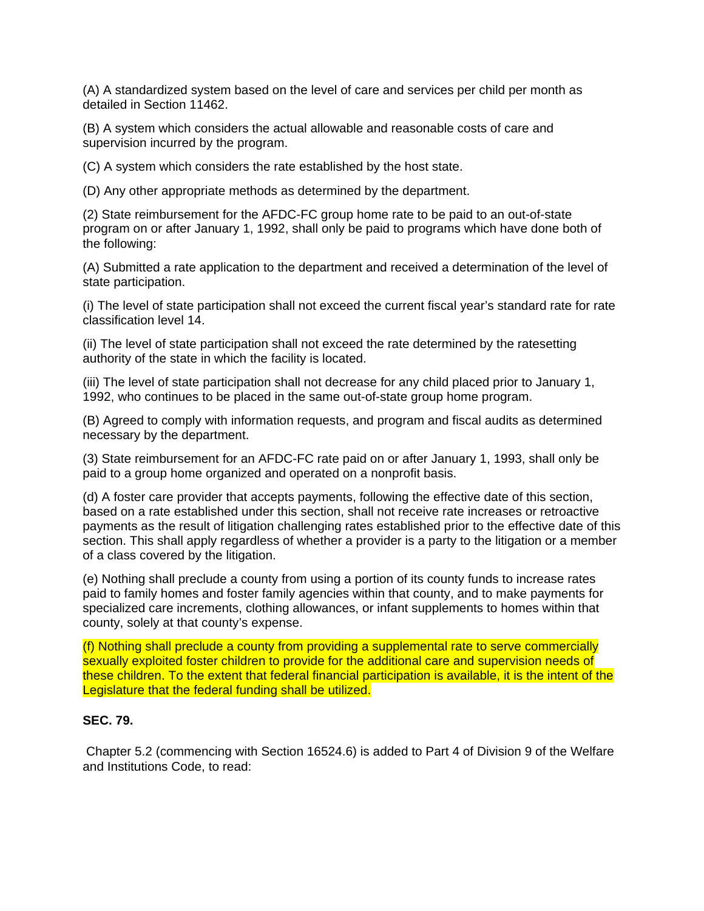(A) A standardized system based on the level of care and services per child per month as detailed in Section 11462.

(B) A system which considers the actual allowable and reasonable costs of care and supervision incurred by the program.

(C) A system which considers the rate established by the host state.

(D) Any other appropriate methods as determined by the department.

(2) State reimbursement for the AFDC-FC group home rate to be paid to an out-of-state program on or after January 1, 1992, shall only be paid to programs which have done both of the following:

(A) Submitted a rate application to the department and received a determination of the level of state participation.

(i) The level of state participation shall not exceed the current fiscal year's standard rate for rate classification level 14.

(ii) The level of state participation shall not exceed the rate determined by the ratesetting authority of the state in which the facility is located.

(iii) The level of state participation shall not decrease for any child placed prior to January 1, 1992, who continues to be placed in the same out-of-state group home program.

(B) Agreed to comply with information requests, and program and fiscal audits as determined necessary by the department.

(3) State reimbursement for an AFDC-FC rate paid on or after January 1, 1993, shall only be paid to a group home organized and operated on a nonprofit basis.

(d) A foster care provider that accepts payments, following the effective date of this section, based on a rate established under this section, shall not receive rate increases or retroactive payments as the result of litigation challenging rates established prior to the effective date of this section. This shall apply regardless of whether a provider is a party to the litigation or a member of a class covered by the litigation.

(e) Nothing shall preclude a county from using a portion of its county funds to increase rates paid to family homes and foster family agencies within that county, and to make payments for specialized care increments, clothing allowances, or infant supplements to homes within that county, solely at that county's expense.

(f) Nothing shall preclude a county from providing a supplemental rate to serve commercially sexually exploited foster children to provide for the additional care and supervision needs of these children. To the extent that federal financial participation is available, it is the intent of the Legislature that the federal funding shall be utilized.

**SEC. 79.**

Chapter 5.2 (commencing with Section 16524.6) is added to Part 4 of Division 9 of the Welfare and Institutions Code, to read: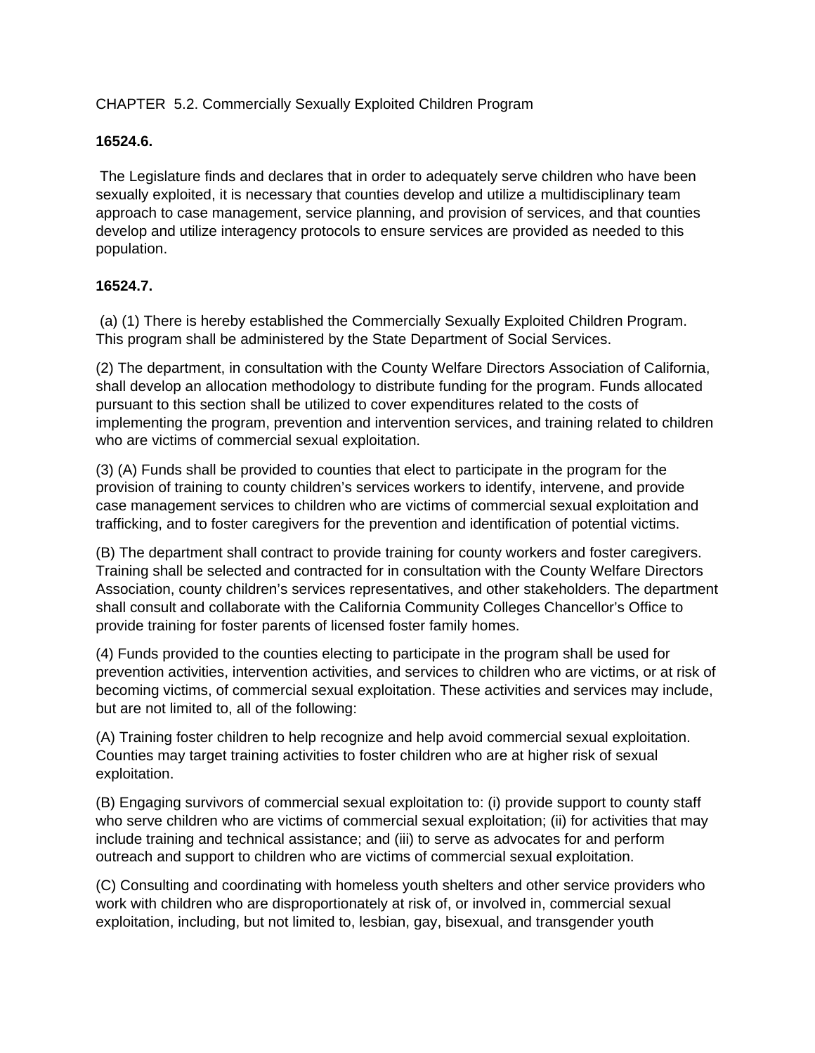CHAPTER 5.2. Commercially Sexually Exploited Children Program

**16524.6.**

The Legislature finds and declares that in order to adequately serve children who have been sexually exploited, it is necessary that counties develop and utilize a multidisciplinary team approach to case management, service planning, and provision of services, and that counties develop and utilize interagency protocols to ensure services are provided as needed to this population.

**16524.7.**

(a) (1) There is hereby established the Commercially Sexually Exploited Children Program. This program shall be administered by the State Department of Social Services.

(2) The department, in consultation with the County Welfare Directors Association of California, shall develop an allocation methodology to distribute funding for the program. Funds allocated pursuant to this section shall be utilized to cover expenditures related to the costs of implementing the program, prevention and intervention services, and training related to children who are victims of commercial sexual exploitation.

(3) (A) Funds shall be provided to counties that elect to participate in the program for the provision of training to county children's services workers to identify, intervene, and provide case management services to children who are victims of commercial sexual exploitation and trafficking, and to foster caregivers for the prevention and identification of potential victims.

(B) The department shall contract to provide training for county workers and foster caregivers. Training shall be selected and contracted for in consultation with the County Welfare Directors Association, county children's services representatives, and other stakeholders. The department shall consult and collaborate with the California Community Colleges Chancellor's Office to provide training for foster parents of licensed foster family homes.

(4) Funds provided to the counties electing to participate in the program shall be used for prevention activities, intervention activities, and services to children who are victims, or at risk of becoming victims, of commercial sexual exploitation. These activities and services may include, but are not limited to, all of the following:

(A) Training foster children to help recognize and help avoid commercial sexual exploitation. Counties may target training activities to foster children who are at higher risk of sexual exploitation.

(B) Engaging survivors of commercial sexual exploitation to: (i) provide support to county staff who serve children who are victims of commercial sexual exploitation; (ii) for activities that may include training and technical assistance; and (iii) to serve as advocates for and perform outreach and support to children who are victims of commercial sexual exploitation.

(C) Consulting and coordinating with homeless youth shelters and other service providers who work with children who are disproportionately at risk of, or involved in, commercial sexual exploitation, including, but not limited to, lesbian, gay, bisexual, and transgender youth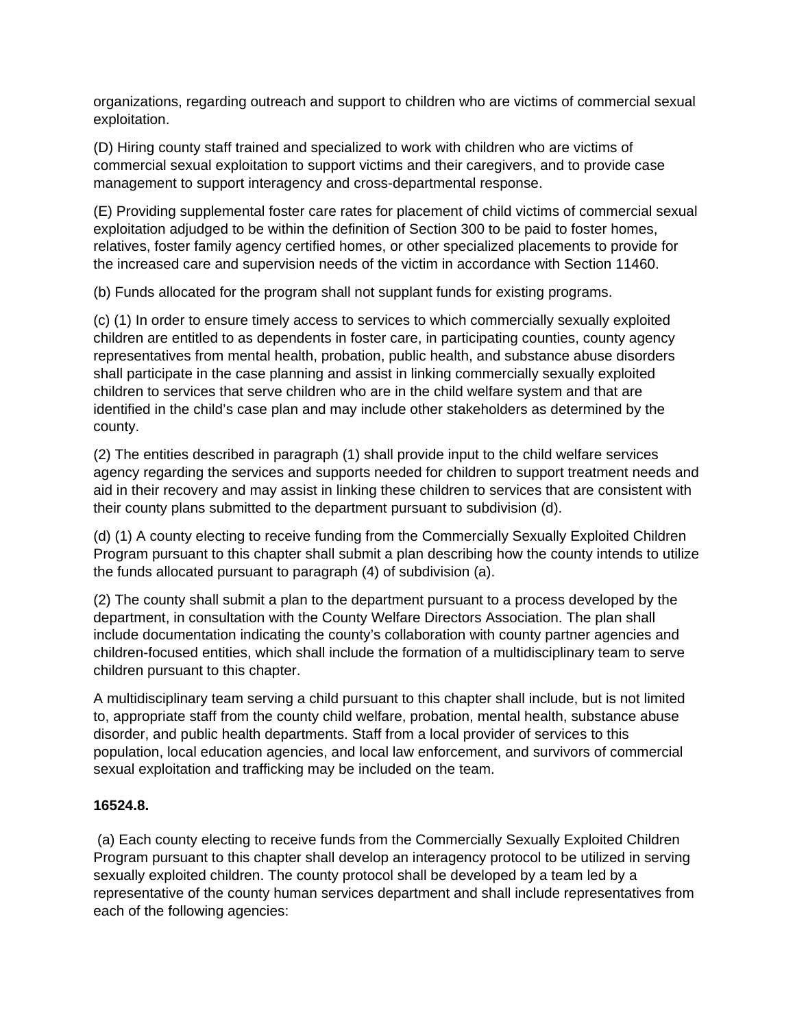organizations, regarding outreach and support to children who are victims of commercial sexual exploitation.

(D) Hiring county staff trained and specialized to work with children who are victims of commercial sexual exploitation to support victims and their caregivers, and to provide case management to support interagency and cross-departmental response.

(E) Providing supplemental foster care rates for placement of child victims of commercial sexual exploitation adjudged to be within the definition of Section 300 to be paid to foster homes, relatives, foster family agency certified homes, or other specialized placements to provide for the increased care and supervision needs of the victim in accordance with Section 11460.

(b) Funds allocated for the program shall not supplant funds for existing programs.

(c) (1) In order to ensure timely access to services to which commercially sexually exploited children are entitled to as dependents in foster care, in participating counties, county agency representatives from mental health, probation, public health, and substance abuse disorders shall participate in the case planning and assist in linking commercially sexually exploited children to services that serve children who are in the child welfare system and that are identified in the child's case plan and may include other stakeholders as determined by the county.

(2) The entities described in paragraph (1) shall provide input to the child welfare services agency regarding the services and supports needed for children to support treatment needs and aid in their recovery and may assist in linking these children to services that are consistent with their county plans submitted to the department pursuant to subdivision (d).

(d) (1) A county electing to receive funding from the Commercially Sexually Exploited Children Program pursuant to this chapter shall submit a plan describing how the county intends to utilize the funds allocated pursuant to paragraph (4) of subdivision (a).

(2) The county shall submit a plan to the department pursuant to a process developed by the department, in consultation with the County Welfare Directors Association. The plan shall include documentation indicating the county's collaboration with county partner agencies and children-focused entities, which shall include the formation of a multidisciplinary team to serve children pursuant to this chapter.

A multidisciplinary team serving a child pursuant to this chapter shall include, but is not limited to, appropriate staff from the county child welfare, probation, mental health, substance abuse disorder, and public health departments. Staff from a local provider of services to this population, local education agencies, and local law enforcement, and survivors of commercial sexual exploitation and trafficking may be included on the team.

**16524.8.**

(a) Each county electing to receive funds from the Commercially Sexually Exploited Children Program pursuant to this chapter shall develop an interagency protocol to be utilized in serving sexually exploited children. The county protocol shall be developed by a team led by a representative of the county human services department and shall include representatives from each of the following agencies: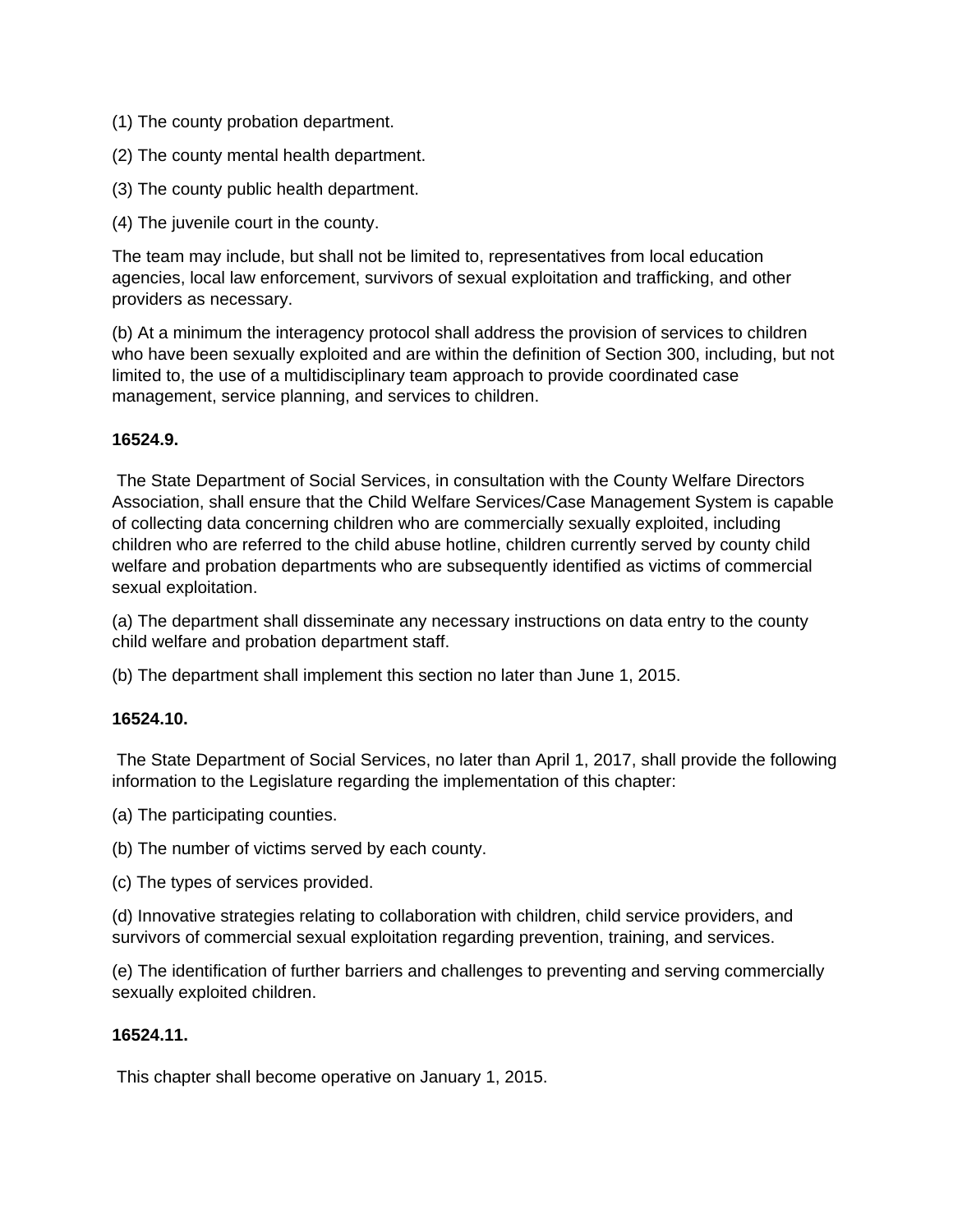(1) The county probation department.

(2) The county mental health department.

(3) The county public health department.

(4) The juvenile court in the county.

The team may include, but shall not be limited to, representatives from local education agencies, local law enforcement, survivors of sexual exploitation and trafficking, and other providers as necessary.

(b) At a minimum the interagency protocol shall address the provision of services to children who have been sexually exploited and are within the definition of Section 300, including, but not limited to, the use of a multidisciplinary team approach to provide coordinated case management, service planning, and services to children.

**16524.9.**

The State Department of Social Services, in consultation with the County Welfare Directors Association, shall ensure that the Child Welfare Services/Case Management System is capable of collecting data concerning children who are commercially sexually exploited, including children who are referred to the child abuse hotline, children currently served by county child welfare and probation departments who are subsequently identified as victims of commercial sexual exploitation.

(a) The department shall disseminate any necessary instructions on data entry to the county child welfare and probation department staff.

(b) The department shall implement this section no later than June 1, 2015.

**16524.10.**

The State Department of Social Services, no later than April 1, 2017, shall provide the following information to the Legislature regarding the implementation of this chapter:

(a) The participating counties.

(b) The number of victims served by each county.

(c) The types of services provided.

(d) Innovative strategies relating to collaboration with children, child service providers, and survivors of commercial sexual exploitation regarding prevention, training, and services.

(e) The identification of further barriers and challenges to preventing and serving commercially sexually exploited children.

**16524.11.**

This chapter shall become operative on January 1, 2015.